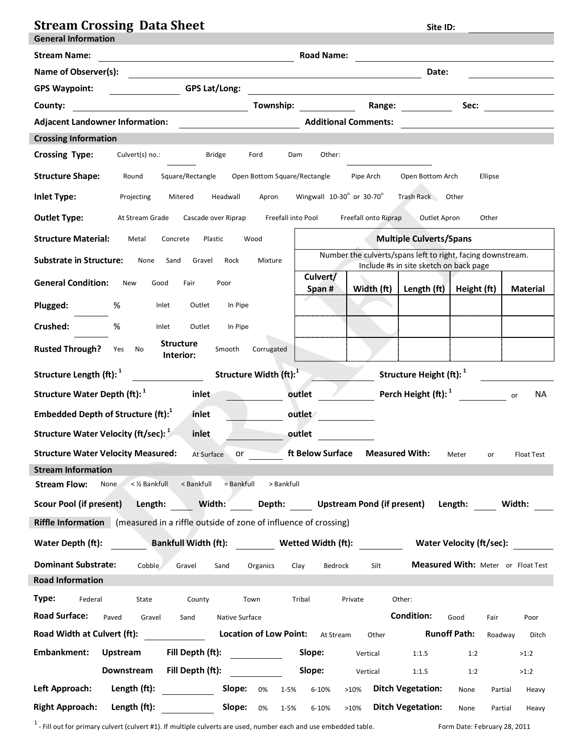# Stream Crossing Data Sheet

**Site ID:** ____________

## General Information

**Stream Name:** ____________ **Road Name:** ____________

**Name of Observer(s):** ____________ **Date:** ____________

**GPS Waypoint:** ____________ **GPS Lat/Long:** ____________

**County:** ____________ **Township:** ____________ **Range:** ____________ **Sec:** ____________

**Adjacent Landowner Information:** ____________ **Additional Comments:** ____________

## Crossing Information

**Crossing Type:** Culvert(s) no.: ______ Bridge Ford Dam Other: ____________

**Structure Shape:** Round Square/Rectangle Open Bottom Square/Rectangle Pipe Arch Open Bottom Arch Ellipse

**Inlet Type:** Projecting Mitered Headwall Apron Wingwall 10-30° or 30-70° Trash Rack Other

**Outlet Type:** At Stream Grade Cascade over Riprap Freefall into Pool Freefall onto Riprap Outlet Apron Other

**Structure Material:** Metal Concrete Plastic Wood

**Substrate in Structure:** None Sand Gravel Rock Mixture

**General Condition:** New Good Fair Poor

**Plugged:** ______ % Inlet Outlet In Pipe

**Crushed:** ______ % Inlet Outlet In Pipe

**Rusted Through?** Yes No **Structure Interior:** Smooth Corrugated

**Multiple Culverts/Spans**

Number the culverts/spans left to right, facing downstream. Include #s in site sketch on back page

| Culvert/ Span # | Width (ft) | Length (ft) | Height (ft) | Material |
|---|---|---|---|---|
| | | | | |
| | | | | |
| | | | | |

**Structure Length (ft):** [1] ____________ **Structure Width (ft):** [1] ____________ **Structure Height (ft):** [1] ____________

**Structure Water Depth (ft):** [1] **inlet** ______ **outlet** ______ **Perch Height (ft):** [1] ______ or NA

**Embedded Depth of Structure (ft):** [1] **inlet** ______ **outlet** ______

**Structure Water Velocity (ft/sec):** [1] **inlet** ______ **outlet** ______

**Structure Water Velocity Measured:** At Surface or ______ **ft Below Surface** **Measured With:** Meter or Float Test

## Stream Information

**Stream Flow:** None < ½ Bankfull < Bankfull = Bankfull > Bankfull

**Scour Pool (if present)** **Length:** ______ **Width:** ______ **Depth:** ______ **Upstream Pond (if present)** **Length:** ______ **Width:** ______

**Riffle Information** (measured in a riffle outside of zone of influence of crossing)

**Water Depth (ft):** ______ **Bankfull Width (ft):** ______ **Wetted Width (ft):** ______ **Water Velocity (ft/sec):** ______

**Dominant Substrate:** Cobble Gravel Sand Organics Clay Bedrock Silt **Measured With:** Meter or Float Test

## Road Information

**Type:** Federal State County Town Tribal Private Other:

**Road Surface:** Paved Gravel Sand Native Surface **Condition:** Good Fair Poor

**Road Width at Culvert (ft):** ______ **Location of Low Point:** At Stream Other **Runoff Path:** Roadway Ditch

**Embankment:** **Upstream** **Fill Depth (ft):** ______ **Slope:** Vertical 1:1.5 1:2 >1:2

**Downstream** **Fill Depth (ft):** ______ **Slope:** Vertical 1:1.5 1:2 >1:2

**Left Approach:** **Length (ft):** ______ **Slope:** 0% 1-5% 6-10% >10% **Ditch Vegetation:** None Partial Heavy

**Right Approach:** **Length (ft):** ______ **Slope:** 0% 1-5% 6-10% >10% **Ditch Vegetation:** None Partial Heavy

[1] - Fill out for primary culvert (culvert #1). If multiple culverts are used, number each and use embedded table.

Form Date: February 28, 2011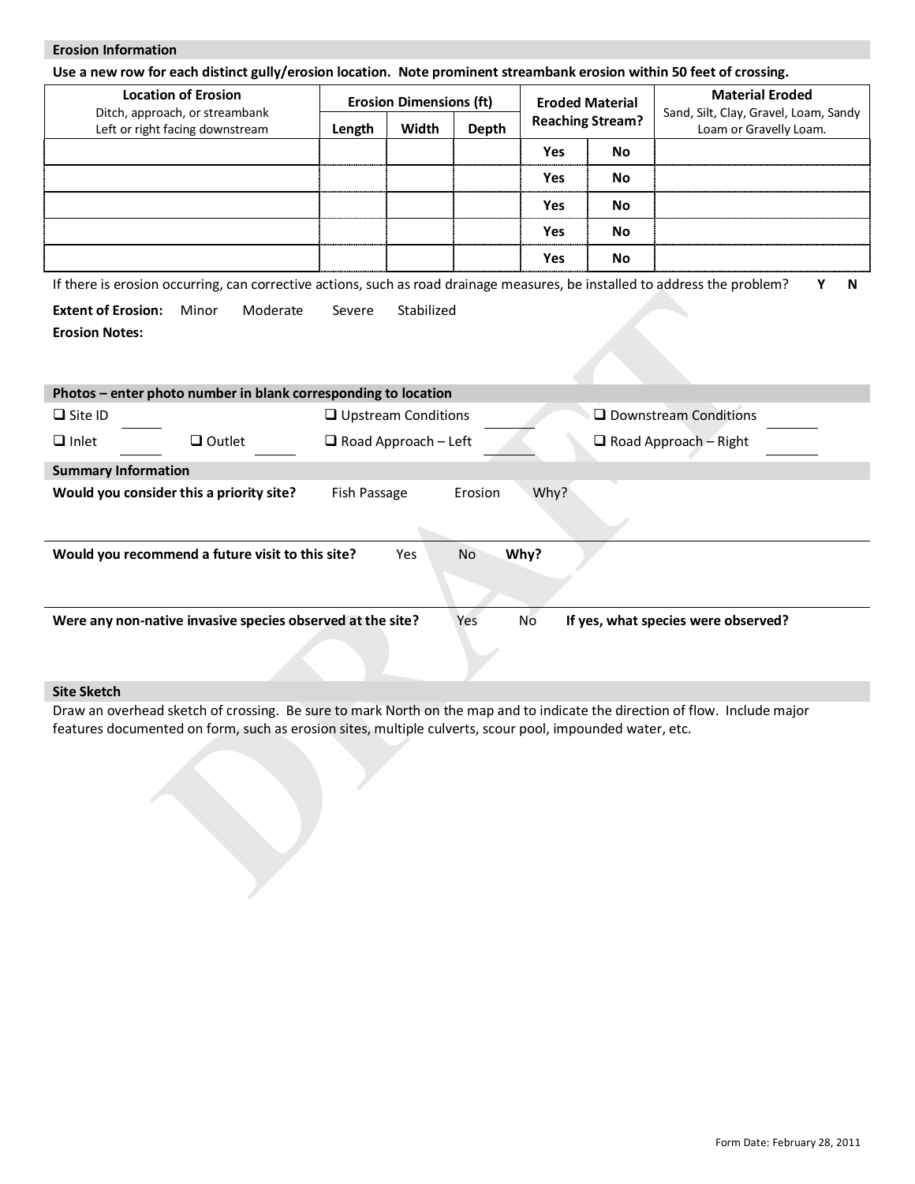## Erosion Information

**Use a new row for each distinct gully/erosion location. Note prominent streambank erosion within 50 feet of crossing.**

| **Location of Erosion** Ditch, approach, or streambank Left or right facing downstream | **Erosion Dimensions (ft)** | | | **Eroded Material Reaching Stream?** | | **Material Eroded** Sand, Silt, Clay, Gravel, Loam, Sandy Loam or Gravelly Loam. |
|---|---|---|---|---|---|---|
| | **Length** | **Width** | **Depth** | | | |
| | | | | **Yes** | **No** | |
| | | | | **Yes** | **No** | |
| | | | | **Yes** | **No** | |
| | | | | **Yes** | **No** | |
| | | | | **Yes** | **No** | |

If there is erosion occurring, can corrective actions, such as road drainage measures, be installed to address the problem? **Y** **N**

**Extent of Erosion:** Minor Moderate Severe Stabilized

**Erosion Notes:**

## Photos – enter photo number in blank corresponding to location

- ❑ Site ID ______
- ❑ Upstream Conditions ______
- ❑ Downstream Conditions ______
- ❑ Inlet ______
- ❑ Outlet ______
- ❑ Road Approach – Left ______
- ❑ Road Approach – Right ______

## Summary Information

**Would you consider this a priority site?** Fish Passage Erosion Why?

**Would you recommend a future visit to this site?** Yes No **Why?**

**Were any non-native invasive species observed at the site?** Yes No **If yes, what species were observed?**

## Site Sketch

Draw an overhead sketch of crossing. Be sure to mark North on the map and to indicate the direction of flow. Include major features documented on form, such as erosion sites, multiple culverts, scour pool, impounded water, etc.

Form Date: February 28, 2011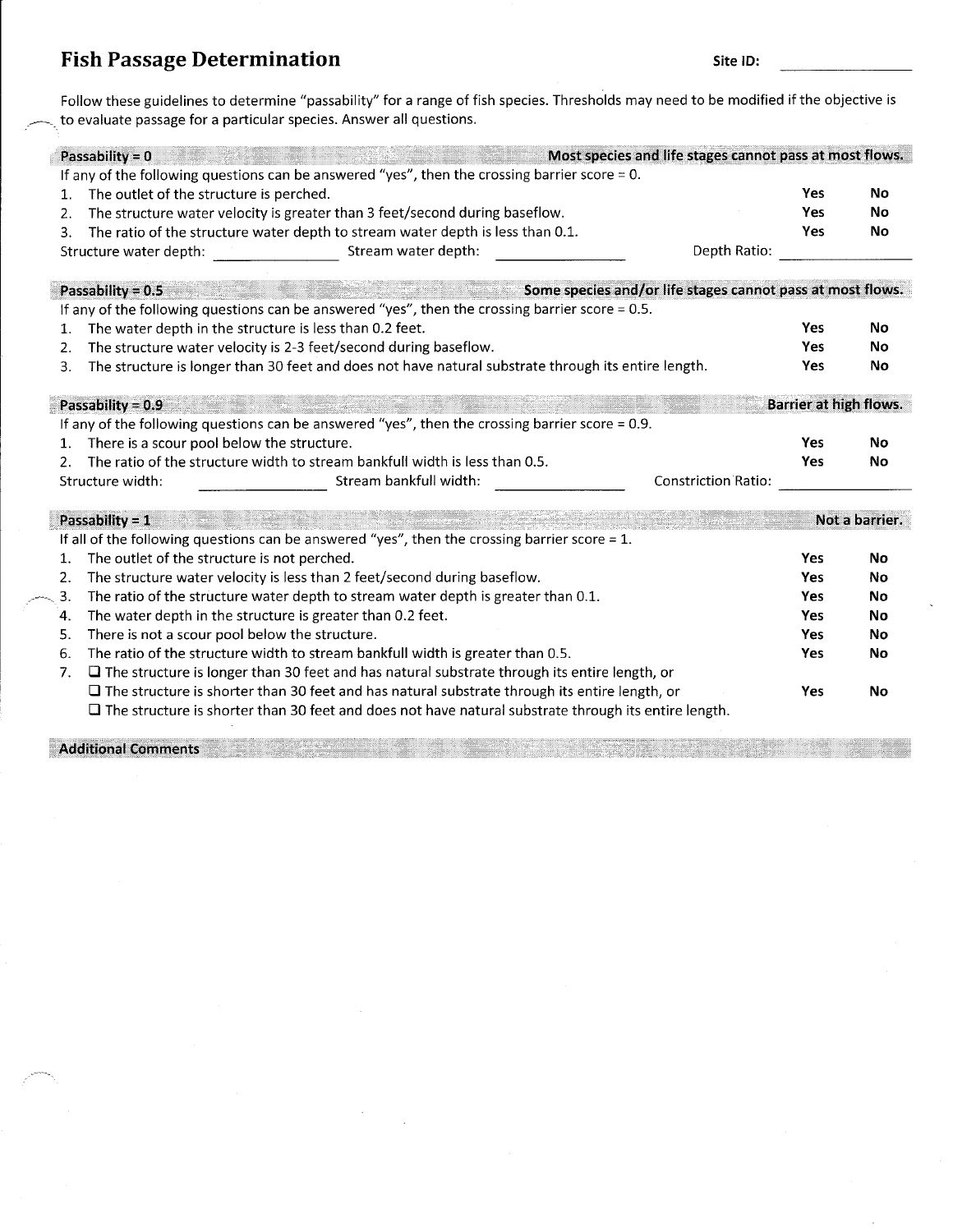# Fish Passage Determination

Site ID: ______________

Follow these guidelines to determine "passability" for a range of fish species. Thresholds may need to be modified if the objective is to evaluate passage for a particular species. Answer all questions.

## Passability = 0 — Most species and life stages cannot pass at most flows.

If any of the following questions can be answered "yes", then the crossing barrier score = 0.

| | | |
|---|---|---|
| 1. The outlet of the structure is perched. | Yes | No |
| 2. The structure water velocity is greater than 3 feet/second during baseflow. | Yes | No |
| 3. The ratio of the structure water depth to stream water depth is less than 0.1. | Yes | No |

Structure water depth: ______________ Stream water depth: ______________ Depth Ratio: ______________

## Passability = 0.5 — Some species and/or life stages cannot pass at most flows.

If any of the following questions can be answered "yes", then the crossing barrier score = 0.5.

| | | |
|---|---|---|
| 1. The water depth in the structure is less than 0.2 feet. | Yes | No |
| 2. The structure water velocity is 2-3 feet/second during baseflow. | Yes | No |
| 3. The structure is longer than 30 feet and does not have natural substrate through its entire length. | Yes | No |

## Passability = 0.9 — Barrier at high flows.

If any of the following questions can be answered "yes", then the crossing barrier score = 0.9.

| | | |
|---|---|---|
| 1. There is a scour pool below the structure. | Yes | No |
| 2. The ratio of the structure width to stream bankfull width is less than 0.5. | Yes | No |

Structure width: ______________ Stream bankfull width: ______________ Constriction Ratio: ______________

## Passability = 1 — Not a barrier.

If all of the following questions can be answered "yes", then the crossing barrier score = 1.

| | | |
|---|---|---|
| 1. The outlet of the structure is not perched. | Yes | No |
| 2. The structure water velocity is less than 2 feet/second during baseflow. | Yes | No |
| 3. The ratio of the structure water depth to stream water depth is greater than 0.1. | Yes | No |
| 4. The water depth in the structure is greater than 0.2 feet. | Yes | No |
| 5. There is not a scour pool below the structure. | Yes | No |
| 6. The ratio of the structure width to stream bankfull width is greater than 0.5. | Yes | No |
| 7. ☐ The structure is longer than 30 feet and has natural substrate through its entire length, or ☐ The structure is shorter than 30 feet and has natural substrate through its entire length, or ☐ The structure is shorter than 30 feet and does not have natural substrate through its entire length. | Yes | No |

## Additional Comments